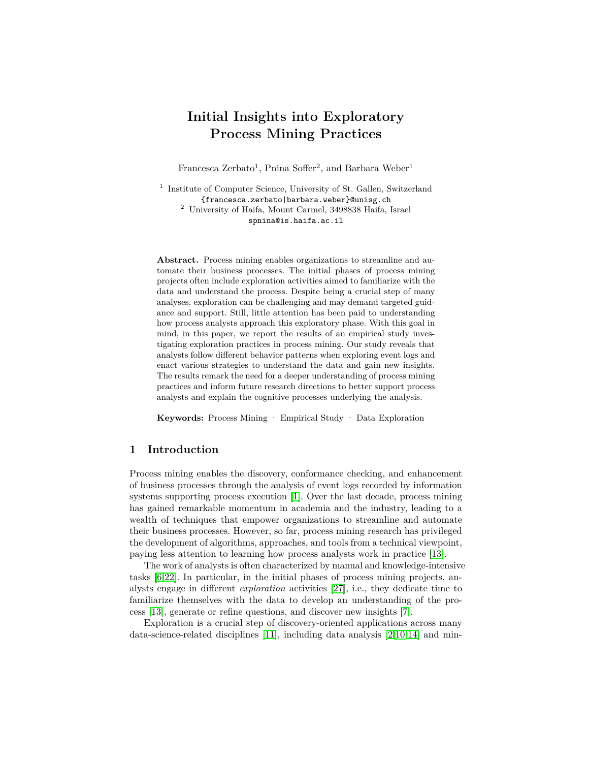# Initial Insights into Exploratory Process Mining Practices

Francesca Zerbato[1], Pnina Soffer[2], and Barbara Weber[1]

[1] Institute of Computer Science, University of St. Gallen, Switzerland
{francesca.zerbato|barbara.weber}@unisg.ch
[2] University of Haifa, Mount Carmel, 3498838 Haifa, Israel
spnina@is.haifa.ac.il

**Abstract.** Process mining enables organizations to streamline and automate their business processes. The initial phases of process mining projects often include exploration activities aimed to familiarize with the data and understand the process. Despite being a crucial step of many analyses, exploration can be challenging and may demand targeted guidance and support. Still, little attention has been paid to understanding how process analysts approach this exploratory phase. With this goal in mind, in this paper, we report the results of an empirical study investigating exploration practices in process mining. Our study reveals that analysts follow different behavior patterns when exploring event logs and enact various strategies to understand the data and gain new insights. The results remark the need for a deeper understanding of process mining practices and inform future research directions to better support process analysts and explain the cognitive processes underlying the analysis.

**Keywords:** Process Mining · Empirical Study · Data Exploration

## 1 Introduction

Process mining enables the discovery, conformance checking, and enhancement of business processes through the analysis of event logs recorded by information systems supporting process execution [1]. Over the last decade, process mining has gained remarkable momentum in academia and the industry, leading to a wealth of techniques that empower organizations to streamline and automate their business processes. However, so far, process mining research has privileged the development of algorithms, approaches, and tools from a technical viewpoint, paying less attention to learning how process analysts work in practice [13].

The work of analysts is often characterized by manual and knowledge-intensive tasks [6,22]. In particular, in the initial phases of process mining projects, analysts engage in different *exploration* activities [27], i.e., they dedicate time to familiarize themselves with the data to develop an understanding of the process [13], generate or refine questions, and discover new insights [7].

Exploration is a crucial step of discovery-oriented applications across many data-science-related disciplines [11], including data analysis [2,10,14] and min-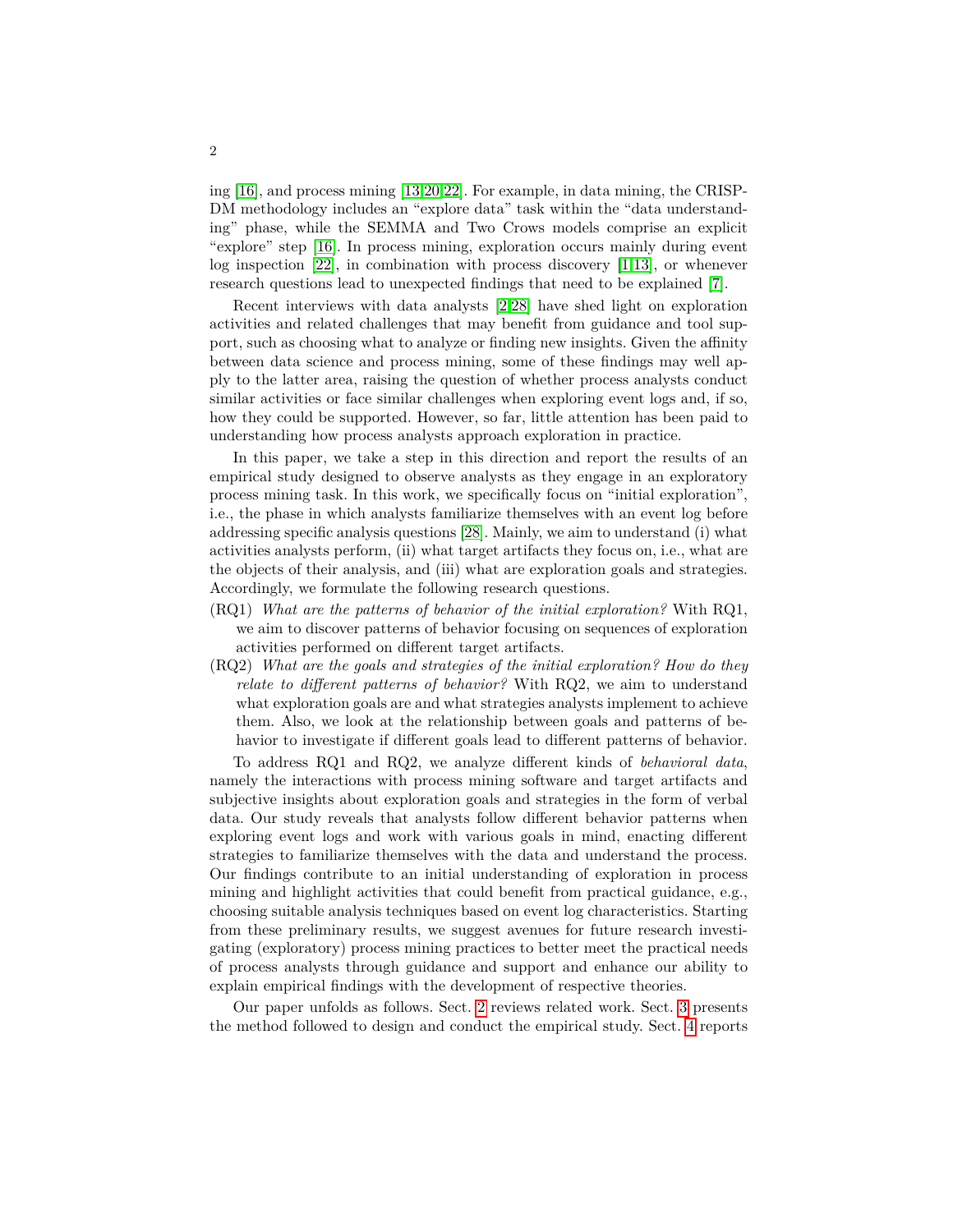ing [16], and process mining [13,20,22]. For example, in data mining, the CRISP-DM methodology includes an "explore data" task within the "data understanding" phase, while the SEMMA and Two Crows models comprise an explicit "explore" step [16]. In process mining, exploration occurs mainly during event log inspection [22], in combination with process discovery [1,13], or whenever research questions lead to unexpected findings that need to be explained [7].

Recent interviews with data analysts [2,28] have shed light on exploration activities and related challenges that may benefit from guidance and tool support, such as choosing what to analyze or finding new insights. Given the affinity between data science and process mining, some of these findings may well apply to the latter area, raising the question of whether process analysts conduct similar activities or face similar challenges when exploring event logs and, if so, how they could be supported. However, so far, little attention has been paid to understanding how process analysts approach exploration in practice.

In this paper, we take a step in this direction and report the results of an empirical study designed to observe analysts as they engage in an exploratory process mining task. In this work, we specifically focus on "initial exploration", i.e., the phase in which analysts familiarize themselves with an event log before addressing specific analysis questions [28]. Mainly, we aim to understand (i) what activities analysts perform, (ii) what target artifacts they focus on, i.e., what are the objects of their analysis, and (iii) what are exploration goals and strategies. Accordingly, we formulate the following research questions.

- (RQ1) *What are the patterns of behavior of the initial exploration?* With RQ1, we aim to discover patterns of behavior focusing on sequences of exploration activities performed on different target artifacts.
- (RQ2) *What are the goals and strategies of the initial exploration? How do they relate to different patterns of behavior?* With RQ2, we aim to understand what exploration goals are and what strategies analysts implement to achieve them. Also, we look at the relationship between goals and patterns of behavior to investigate if different goals lead to different patterns of behavior.

To address RQ1 and RQ2, we analyze different kinds of *behavioral data*, namely the interactions with process mining software and target artifacts and subjective insights about exploration goals and strategies in the form of verbal data. Our study reveals that analysts follow different behavior patterns when exploring event logs and work with various goals in mind, enacting different strategies to familiarize themselves with the data and understand the process. Our findings contribute to an initial understanding of exploration in process mining and highlight activities that could benefit from practical guidance, e.g., choosing suitable analysis techniques based on event log characteristics. Starting from these preliminary results, we suggest avenues for future research investigating (exploratory) process mining practices to better meet the practical needs of process analysts through guidance and support and enhance our ability to explain empirical findings with the development of respective theories.

Our paper unfolds as follows. Sect. 2 reviews related work. Sect. 3 presents the method followed to design and conduct the empirical study. Sect. 4 reports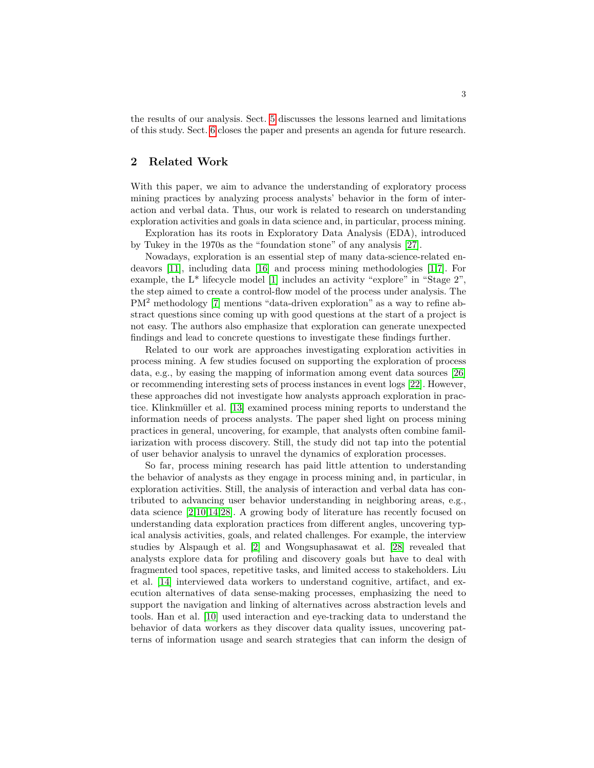the results of our analysis. Sect. 5 discusses the lessons learned and limitations of this study. Sect. 6 closes the paper and presents an agenda for future research.

## 2 Related Work

With this paper, we aim to advance the understanding of exploratory process mining practices by analyzing process analysts' behavior in the form of interaction and verbal data. Thus, our work is related to research on understanding exploration activities and goals in data science and, in particular, process mining.

Exploration has its roots in Exploratory Data Analysis (EDA), introduced by Tukey in the 1970s as the "foundation stone" of any analysis [27].

Nowadays, exploration is an essential step of many data-science-related endeavors [11], including data [16] and process mining methodologies [1,7]. For example, the L* lifecycle model [1] includes an activity "explore" in "Stage 2", the step aimed to create a control-flow model of the process under analysis. The PM$^2$ methodology [7] mentions "data-driven exploration" as a way to refine abstract questions since coming up with good questions at the start of a project is not easy. The authors also emphasize that exploration can generate unexpected findings and lead to concrete questions to investigate these findings further.

Related to our work are approaches investigating exploration activities in process mining. A few studies focused on supporting the exploration of process data, e.g., by easing the mapping of information among event data sources [26] or recommending interesting sets of process instances in event logs [22]. However, these approaches did not investigate how analysts approach exploration in practice. Klinkmüller et al. [13] examined process mining reports to understand the information needs of process analysts. The paper shed light on process mining practices in general, uncovering, for example, that analysts often combine familiarization with process discovery. Still, the study did not tap into the potential of user behavior analysis to unravel the dynamics of exploration processes.

So far, process mining research has paid little attention to understanding the behavior of analysts as they engage in process mining and, in particular, in exploration activities. Still, the analysis of interaction and verbal data has contributed to advancing user behavior understanding in neighboring areas, e.g., data science [2,10,14,28]. A growing body of literature has recently focused on understanding data exploration practices from different angles, uncovering typical analysis activities, goals, and related challenges. For example, the interview studies by Alspaugh et al. [2] and Wongsuphasawat et al. [28] revealed that analysts explore data for profiling and discovery goals but have to deal with fragmented tool spaces, repetitive tasks, and limited access to stakeholders. Liu et al. [14] interviewed data workers to understand cognitive, artifact, and execution alternatives of data sense-making processes, emphasizing the need to support the navigation and linking of alternatives across abstraction levels and tools. Han et al. [10] used interaction and eye-tracking data to understand the behavior of data workers as they discover data quality issues, uncovering patterns of information usage and search strategies that can inform the design of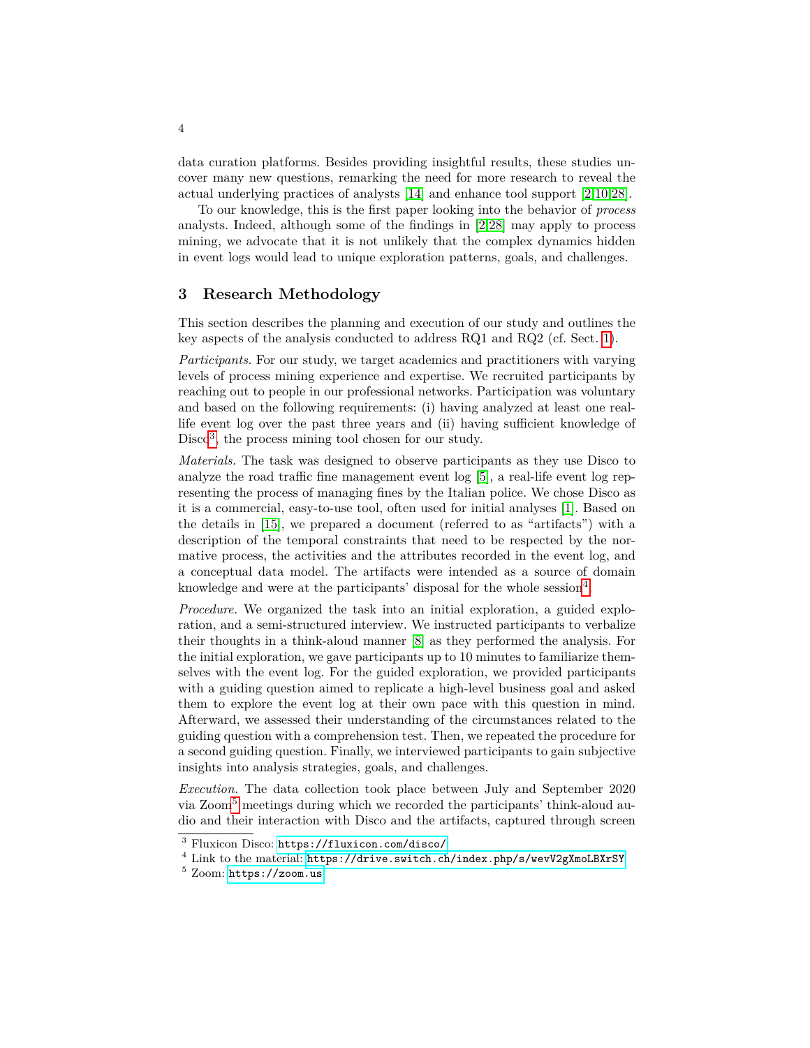data curation platforms. Besides providing insightful results, these studies uncover many new questions, remarking the need for more research to reveal the actual underlying practices of analysts [14] and enhance tool support [2,10,28].

To our knowledge, this is the first paper looking into the behavior of *process* analysts. Indeed, although some of the findings in [2,28] may apply to process mining, we advocate that it is not unlikely that the complex dynamics hidden in event logs would lead to unique exploration patterns, goals, and challenges.

## 3 Research Methodology

This section describes the planning and execution of our study and outlines the key aspects of the analysis conducted to address RQ1 and RQ2 (cf. Sect. 1).

*Participants.* For our study, we target academics and practitioners with varying levels of process mining experience and expertise. We recruited participants by reaching out to people in our professional networks. Participation was voluntary and based on the following requirements: (i) having analyzed at least one real-life event log over the past three years and (ii) having sufficient knowledge of Disco[3], the process mining tool chosen for our study.

*Materials.* The task was designed to observe participants as they use Disco to analyze the road traffic fine management event log [5], a real-life event log representing the process of managing fines by the Italian police. We chose Disco as it is a commercial, easy-to-use tool, often used for initial analyses [1]. Based on the details in [15], we prepared a document (referred to as "artifacts") with a description of the temporal constraints that need to be respected by the normative process, the activities and the attributes recorded in the event log, and a conceptual data model. The artifacts were intended as a source of domain knowledge and were at the participants' disposal for the whole session[4].

*Procedure.* We organized the task into an initial exploration, a guided exploration, and a semi-structured interview. We instructed participants to verbalize their thoughts in a think-aloud manner [8] as they performed the analysis. For the initial exploration, we gave participants up to 10 minutes to familiarize themselves with the event log. For the guided exploration, we provided participants with a guiding question aimed to replicate a high-level business goal and asked them to explore the event log at their own pace with this question in mind. Afterward, we assessed their understanding of the circumstances related to the guiding question with a comprehension test. Then, we repeated the procedure for a second guiding question. Finally, we interviewed participants to gain subjective insights into analysis strategies, goals, and challenges.

*Execution.* The data collection took place between July and September 2020 via Zoom[5] meetings during which we recorded the participants' think-aloud audio and their interaction with Disco and the artifacts, captured through screen

[3] Fluxicon Disco: https://fluxicon.com/disco/

[4] Link to the material: https://drive.switch.ch/index.php/s/wevV2gXmoLBXrSY

[5] Zoom: https://zoom.us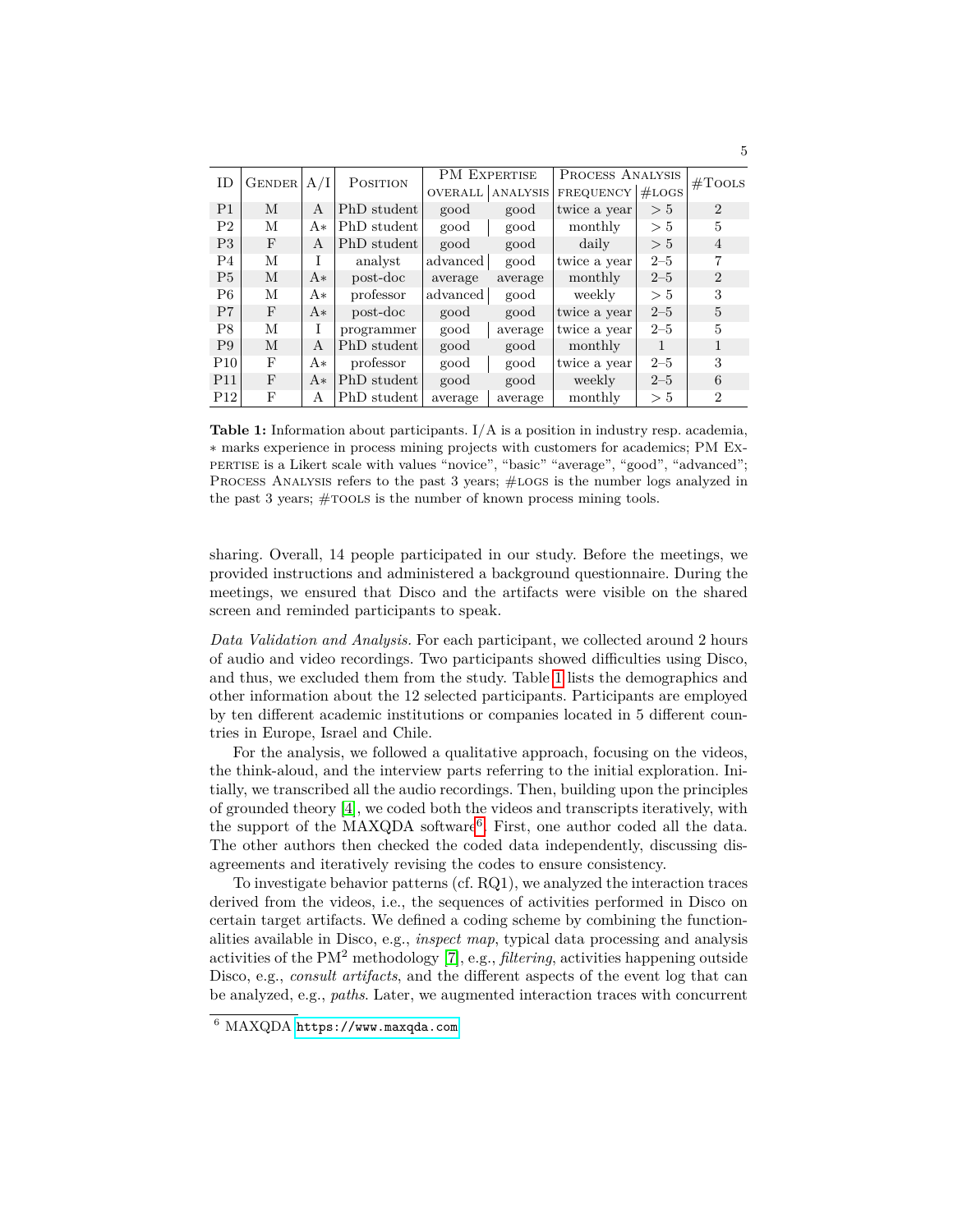| ID | Gender | A/I | Position | PM Expertise | | Process Analysis | | #Tools |
|---|---|---|---|---|---|---|---|---|
| | | | | overall | analysis | frequency | #logs | |
| P1 | M | A | PhD student | good | good | twice a year | > 5 | 2 |
| P2 | M | A∗ | PhD student | good | good | monthly | > 5 | 5 |
| P3 | F | A | PhD student | good | good | daily | > 5 | 4 |
| P4 | M | I | analyst | advanced | good | twice a year | 2–5 | 7 |
| P5 | M | A∗ | post-doc | average | average | monthly | 2–5 | 2 |
| P6 | M | A∗ | professor | advanced | good | weekly | > 5 | 3 |
| P7 | F | A∗ | post-doc | good | good | twice a year | 2–5 | 5 |
| P8 | M | I | programmer | good | average | twice a year | 2–5 | 5 |
| P9 | M | A | PhD student | good | good | monthly | 1 | 1 |
| P10 | F | A∗ | professor | good | good | twice a year | 2–5 | 3 |
| P11 | F | A∗ | PhD student | good | good | weekly | 2–5 | 6 |
| P12 | F | A | PhD student | average | average | monthly | > 5 | 2 |

**Table 1:** Information about participants. I/A is a position in industry resp. academia, ∗ marks experience in process mining projects with customers for academics; PM Expertise is a Likert scale with values "novice", "basic" "average", "good", "advanced"; Process Analysis refers to the past 3 years; #logs is the number logs analyzed in the past 3 years; #tools is the number of known process mining tools.

sharing. Overall, 14 people participated in our study. Before the meetings, we provided instructions and administered a background questionnaire. During the meetings, we ensured that Disco and the artifacts were visible on the shared screen and reminded participants to speak.

*Data Validation and Analysis.* For each participant, we collected around 2 hours of audio and video recordings. Two participants showed difficulties using Disco, and thus, we excluded them from the study. Table 1 lists the demographics and other information about the 12 selected participants. Participants are employed by ten different academic institutions or companies located in 5 different countries in Europe, Israel and Chile.

For the analysis, we followed a qualitative approach, focusing on the videos, the think-aloud, and the interview parts referring to the initial exploration. Initially, we transcribed all the audio recordings. Then, building upon the principles of grounded theory [4], we coded both the videos and transcripts iteratively, with the support of the MAXQDA software[6]. First, one author coded all the data. The other authors then checked the coded data independently, discussing disagreements and iteratively revising the codes to ensure consistency.

To investigate behavior patterns (cf. RQ1), we analyzed the interaction traces derived from the videos, i.e., the sequences of activities performed in Disco on certain target artifacts. We defined a coding scheme by combining the functionalities available in Disco, e.g., *inspect map*, typical data processing and analysis activities of the PM$^2$ methodology [7], e.g., *filtering*, activities happening outside Disco, e.g., *consult artifacts*, and the different aspects of the event log that can be analyzed, e.g., *paths*. Later, we augmented interaction traces with concurrent

[6] MAXQDA https://www.maxqda.com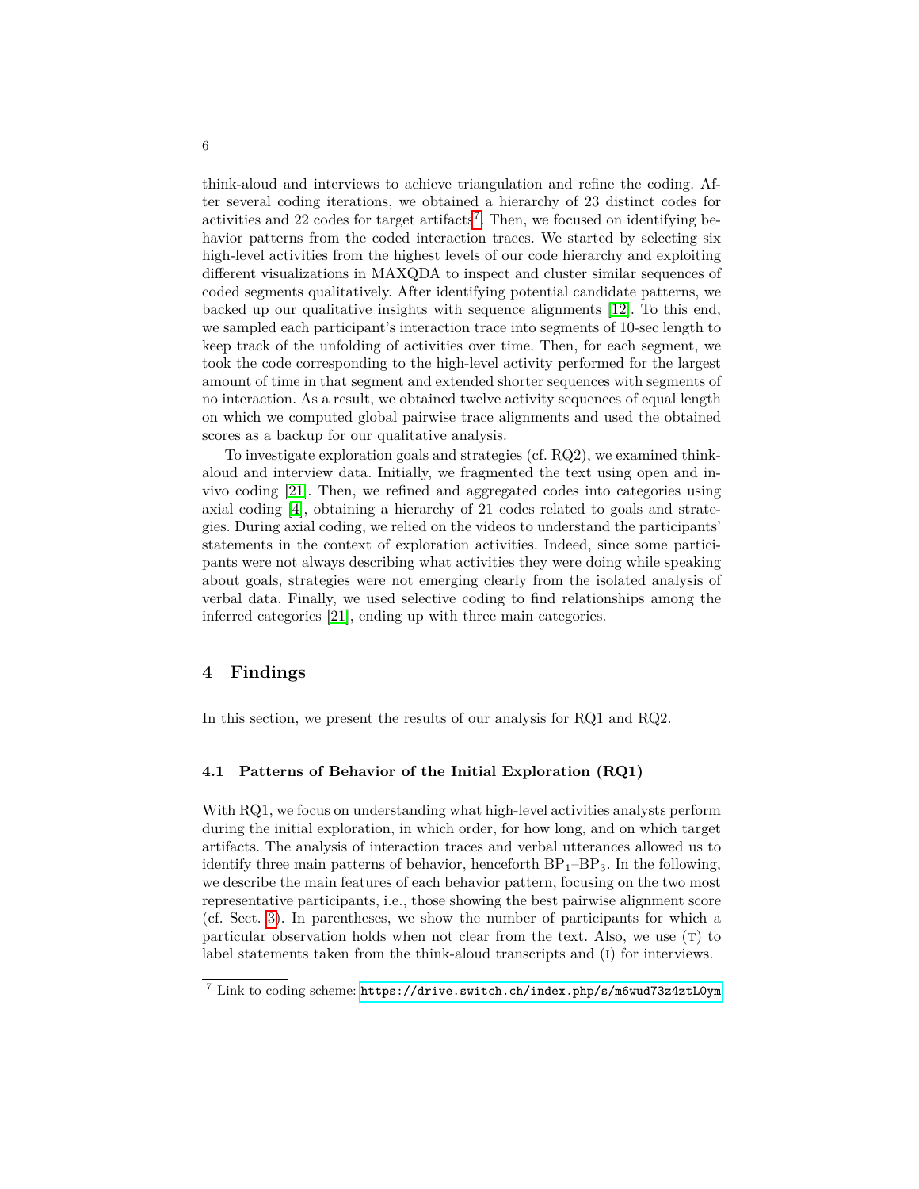think-aloud and interviews to achieve triangulation and refine the coding. After several coding iterations, we obtained a hierarchy of 23 distinct codes for activities and 22 codes for target artifacts[7]. Then, we focused on identifying behavior patterns from the coded interaction traces. We started by selecting six high-level activities from the highest levels of our code hierarchy and exploiting different visualizations in MAXQDA to inspect and cluster similar sequences of coded segments qualitatively. After identifying potential candidate patterns, we backed up our qualitative insights with sequence alignments [12]. To this end, we sampled each participant's interaction trace into segments of 10-sec length to keep track of the unfolding of activities over time. Then, for each segment, we took the code corresponding to the high-level activity performed for the largest amount of time in that segment and extended shorter sequences with segments of no interaction. As a result, we obtained twelve activity sequences of equal length on which we computed global pairwise trace alignments and used the obtained scores as a backup for our qualitative analysis.

To investigate exploration goals and strategies (cf. RQ2), we examined think-aloud and interview data. Initially, we fragmented the text using open and in-vivo coding [21]. Then, we refined and aggregated codes into categories using axial coding [4], obtaining a hierarchy of 21 codes related to goals and strategies. During axial coding, we relied on the videos to understand the participants' statements in the context of exploration activities. Indeed, since some participants were not always describing what activities they were doing while speaking about goals, strategies were not emerging clearly from the isolated analysis of verbal data. Finally, we used selective coding to find relationships among the inferred categories [21], ending up with three main categories.

## 4 Findings

In this section, we present the results of our analysis for RQ1 and RQ2.

### 4.1 Patterns of Behavior of the Initial Exploration (RQ1)

With RQ1, we focus on understanding what high-level activities analysts perform during the initial exploration, in which order, for how long, and on which target artifacts. The analysis of interaction traces and verbal utterances allowed us to identify three main patterns of behavior, henceforth $BP_1$–$BP_3$. In the following, we describe the main features of each behavior pattern, focusing on the two most representative participants, i.e., those showing the best pairwise alignment score (cf. Sect. 3). In parentheses, we show the number of participants for which a particular observation holds when not clear from the text. Also, we use (T) to label statements taken from the think-aloud transcripts and (I) for interviews.

[7] Link to coding scheme: https://drive.switch.ch/index.php/s/m6wud73z4ztL0ym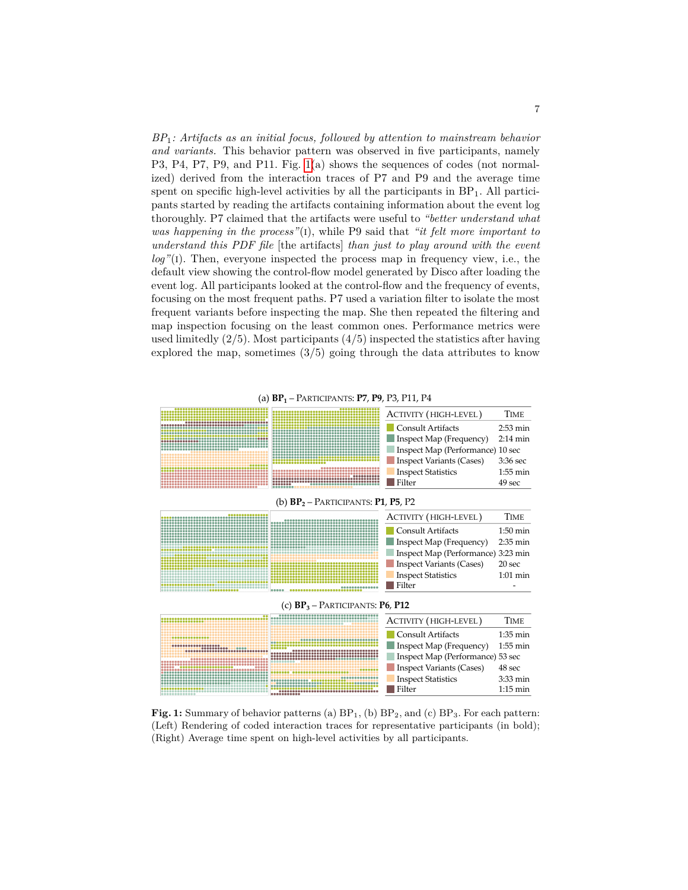*BP*$_1$*: Artifacts as an initial focus, followed by attention to mainstream behavior and variants.* This behavior pattern was observed in five participants, namely P3, P4, P7, P9, and P11. Fig. 1(a) shows the sequences of codes (not normalized) derived from the interaction traces of P7 and P9 and the average time spent on specific high-level activities by all the participants in BP$_1$. All participants started by reading the artifacts containing information about the event log thoroughly. P7 claimed that the artifacts were useful to *"better understand what was happening in the process"*(I), while P9 said that *"it felt more important to understand this PDF file* [the artifacts] *than just to play around with the event log"*(I). Then, everyone inspected the process map in frequency view, i.e., the default view showing the control-flow model generated by Disco after loading the event log. All participants looked at the control-flow and the frequency of events, focusing on the most frequent paths. P7 used a variation filter to isolate the most frequent variants before inspecting the map. She then repeated the filtering and map inspection focusing on the least common ones. Performance metrics were used limitedly (2/5). Most participants (4/5) inspected the statistics after having explored the map, sometimes (3/5) going through the data attributes to know

(a) **BP$_1$** – Participants: **P7**, **P9**, P3, P11, P4

| Activity (high-level) | Time |
|---|---|
| Consult Artifacts | 2:53 min |
| Inspect Map (Frequency) | 2:14 min |
| Inspect Map (Performance) | 10 sec |
| Inspect Variants (Cases) | 3:36 sec |
| Inspect Statistics | 1:55 min |
| Filter | 49 sec |

(b) **BP$_2$** – Participants: **P1**, **P5**, P2

| Activity (high-level) | Time |
|---|---|
| Consult Artifacts | 1:50 min |
| Inspect Map (Frequency) | 2:35 min |
| Inspect Map (Performance) | 3:23 min |
| Inspect Variants (Cases) | 20 sec |
| Inspect Statistics | 1:01 min |
| Filter | - |

(c) **BP$_3$** – Participants: **P6**, **P12**

| Activity (high-level) | Time |
|---|---|
| Consult Artifacts | 1:35 min |
| Inspect Map (Frequency) | 1:55 min |
| Inspect Map (Performance) | 53 sec |
| Inspect Variants (Cases) | 48 sec |
| Inspect Statistics | 3:33 min |
| Filter | 1:15 min |

**Fig. 1:** Summary of behavior patterns (a) BP$_1$, (b) BP$_2$, and (c) BP$_3$. For each pattern: (Left) Rendering of coded interaction traces for representative participants (in bold); (Right) Average time spent on high-level activities by all participants.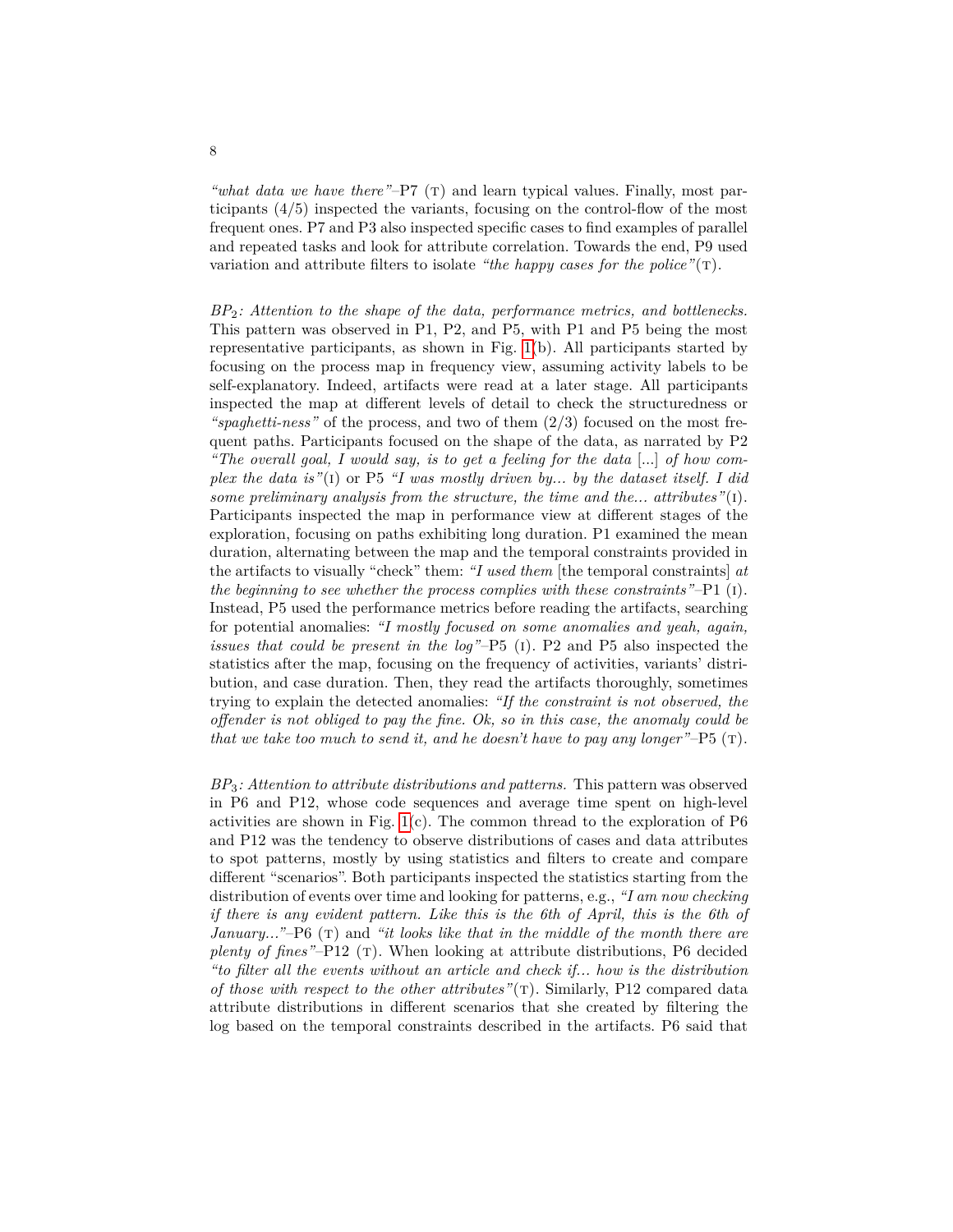*"what data we have there"*–P7 (T) and learn typical values. Finally, most participants (4/5) inspected the variants, focusing on the control-flow of the most frequent ones. P7 and P3 also inspected specific cases to find examples of parallel and repeated tasks and look for attribute correlation. Towards the end, P9 used variation and attribute filters to isolate *"the happy cases for the police"*(T).

*$BP_2$: Attention to the shape of the data, performance metrics, and bottlenecks.* This pattern was observed in P1, P2, and P5, with P1 and P5 being the most representative participants, as shown in Fig. 1(b). All participants started by focusing on the process map in frequency view, assuming activity labels to be self-explanatory. Indeed, artifacts were read at a later stage. All participants inspected the map at different levels of detail to check the structuredness or *"spaghetti-ness"* of the process, and two of them (2/3) focused on the most frequent paths. Participants focused on the shape of the data, as narrated by P2 *"The overall goal, I would say, is to get a feeling for the data* [...] *of how complex the data is"*(I) or P5 *"I was mostly driven by... by the dataset itself. I did some preliminary analysis from the structure, the time and the... attributes"*(I). Participants inspected the map in performance view at different stages of the exploration, focusing on paths exhibiting long duration. P1 examined the mean duration, alternating between the map and the temporal constraints provided in the artifacts to visually "check" them: *"I used them* [the temporal constraints] *at the beginning to see whether the process complies with these constraints"*–P1 (I). Instead, P5 used the performance metrics before reading the artifacts, searching for potential anomalies: *"I mostly focused on some anomalies and yeah, again, issues that could be present in the log"*–P5 (I). P2 and P5 also inspected the statistics after the map, focusing on the frequency of activities, variants' distribution, and case duration. Then, they read the artifacts thoroughly, sometimes trying to explain the detected anomalies: *"If the constraint is not observed, the offender is not obliged to pay the fine. Ok, so in this case, the anomaly could be that we take too much to send it, and he doesn't have to pay any longer"*–P5 (T).

*$BP_3$: Attention to attribute distributions and patterns.* This pattern was observed in P6 and P12, whose code sequences and average time spent on high-level activities are shown in Fig. 1(c). The common thread to the exploration of P6 and P12 was the tendency to observe distributions of cases and data attributes to spot patterns, mostly by using statistics and filters to create and compare different "scenarios". Both participants inspected the statistics starting from the distribution of events over time and looking for patterns, e.g., *"I am now checking if there is any evident pattern. Like this is the 6th of April, this is the 6th of January..."*–P6 (T) and *"it looks like that in the middle of the month there are plenty of fines"*–P12 (T). When looking at attribute distributions, P6 decided *"to filter all the events without an article and check if... how is the distribution of those with respect to the other attributes"*(T). Similarly, P12 compared data attribute distributions in different scenarios that she created by filtering the log based on the temporal constraints described in the artifacts. P6 said that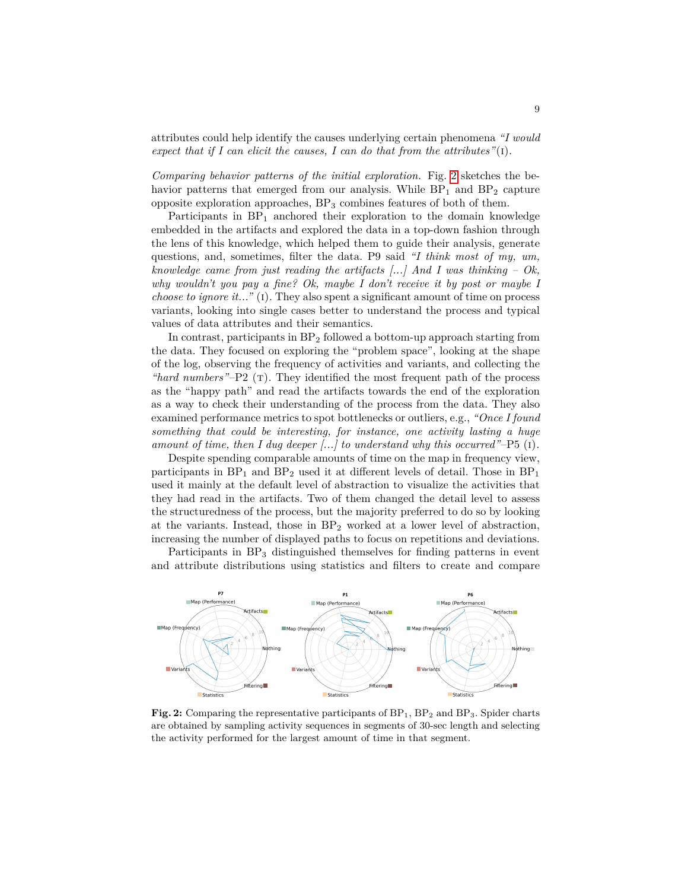attributes could help identify the causes underlying certain phenomena *"I would expect that if I can elicit the causes, I can do that from the attributes"*(I).

*Comparing behavior patterns of the initial exploration.* Fig. 2 sketches the behavior patterns that emerged from our analysis. While $BP_1$ and $BP_2$ capture opposite exploration approaches, $BP_3$ combines features of both of them.

Participants in $BP_1$ anchored their exploration to the domain knowledge embedded in the artifacts and explored the data in a top-down fashion through the lens of this knowledge, which helped them to guide their analysis, generate questions, and, sometimes, filter the data. P9 said *"I think most of my, um, knowledge came from just reading the artifacts [...] And I was thinking – Ok, why wouldn't you pay a fine? Ok, maybe I don't receive it by post or maybe I choose to ignore it..."* (I). They also spent a significant amount of time on process variants, looking into single cases better to understand the process and typical values of data attributes and their semantics.

In contrast, participants in $BP_2$ followed a bottom-up approach starting from the data. They focused on exploring the "problem space", looking at the shape of the log, observing the frequency of activities and variants, and collecting the *"hard numbers"*–P2 (T). They identified the most frequent path of the process as the "happy path" and read the artifacts towards the end of the exploration as a way to check their understanding of the process from the data. They also examined performance metrics to spot bottlenecks or outliers, e.g., *"Once I found something that could be interesting, for instance, one activity lasting a huge amount of time, then I dug deeper [...] to understand why this occurred"*–P5 (I).

Despite spending comparable amounts of time on the map in frequency view, participants in $BP_1$ and $BP_2$ used it at different levels of detail. Those in $BP_1$ used it mainly at the default level of abstraction to visualize the activities that they had read in the artifacts. Two of them changed the detail level to assess the structuredness of the process, but the majority preferred to do so by looking at the variants. Instead, those in $BP_2$ worked at a lower level of abstraction, increasing the number of displayed paths to focus on repetitions and deviations.

Participants in $BP_3$ distinguished themselves for finding patterns in event and attribute distributions using statistics and filters to create and compare

**Fig. 2:** Comparing the representative participants of $BP_1$, $BP_2$ and $BP_3$. Spider charts are obtained by sampling activity sequences in segments of 30-sec length and selecting the activity performed for the largest amount of time in that segment.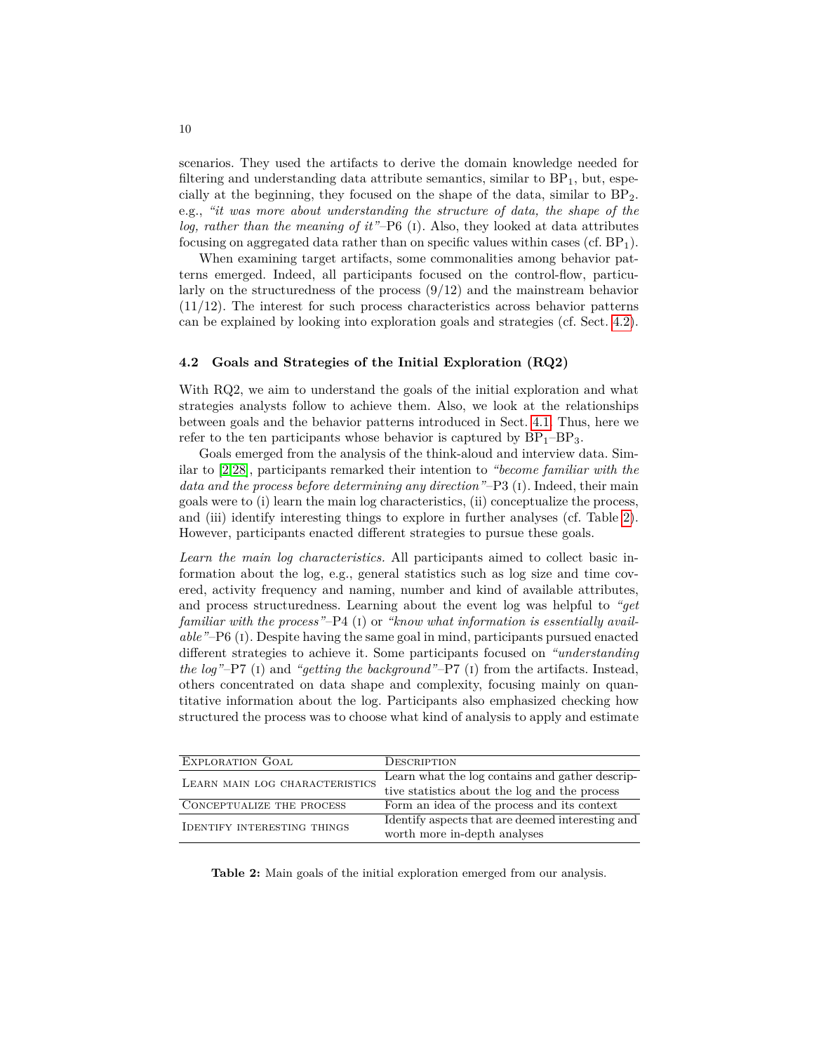scenarios. They used the artifacts to derive the domain knowledge needed for filtering and understanding data attribute semantics, similar to $BP_1$, but, especially at the beginning, they focused on the shape of the data, similar to $BP_2$. e.g., *"it was more about understanding the structure of data, the shape of the log, rather than the meaning of it"*–P6 (I). Also, they looked at data attributes focusing on aggregated data rather than on specific values within cases (cf. $BP_1$).

When examining target artifacts, some commonalities among behavior patterns emerged. Indeed, all participants focused on the control-flow, particularly on the structuredness of the process (9/12) and the mainstream behavior (11/12). The interest for such process characteristics across behavior patterns can be explained by looking into exploration goals and strategies (cf. Sect. 4.2).

### 4.2 Goals and Strategies of the Initial Exploration (RQ2)

With RQ2, we aim to understand the goals of the initial exploration and what strategies analysts follow to achieve them. Also, we look at the relationships between goals and the behavior patterns introduced in Sect. 4.1. Thus, here we refer to the ten participants whose behavior is captured by $BP_1$–$BP_3$.

Goals emerged from the analysis of the think-aloud and interview data. Similar to [2,28], participants remarked their intention to *"become familiar with the data and the process before determining any direction"*–P3 (I). Indeed, their main goals were to (i) learn the main log characteristics, (ii) conceptualize the process, and (iii) identify interesting things to explore in further analyses (cf. Table 2). However, participants enacted different strategies to pursue these goals.

*Learn the main log characteristics.* All participants aimed to collect basic information about the log, e.g., general statistics such as log size and time covered, activity frequency and naming, number and kind of available attributes, and process structuredness. Learning about the event log was helpful to *"get familiar with the process"*–P4 (I) or *"know what information is essentially available"*–P6 (I). Despite having the same goal in mind, participants pursued enacted different strategies to achieve it. Some participants focused on *"understanding the log"*–P7 (I) and *"getting the background"*–P7 (I) from the artifacts. Instead, others concentrated on data shape and complexity, focusing mainly on quantitative information about the log. Participants also emphasized checking how structured the process was to choose what kind of analysis to apply and estimate

| Exploration Goal | Description |
|---|---|
| Learn main log characteristics | Learn what the log contains and gather descriptive statistics about the log and the process |
| Conceptualize the process | Form an idea of the process and its context |
| Identify interesting things | Identify aspects that are deemed interesting and worth more in-depth analyses |

**Table 2:** Main goals of the initial exploration emerged from our analysis.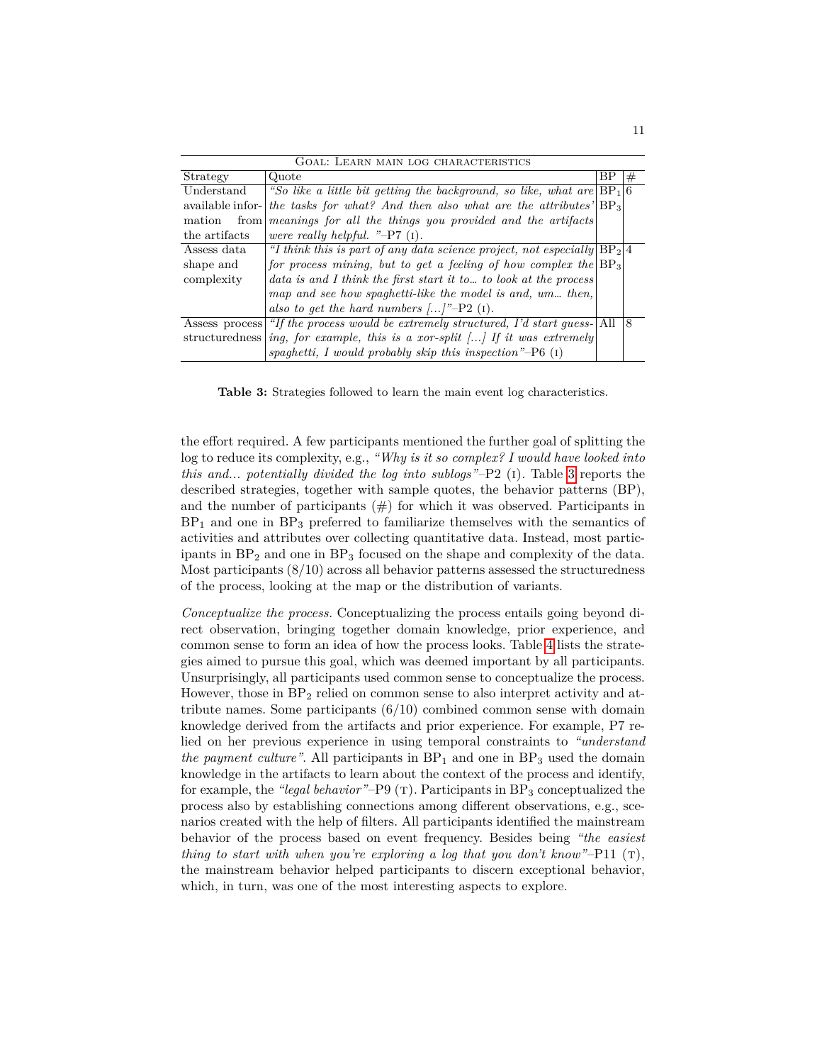| Goal: Learn main log characteristics | | | |
|---|---|---|---|
| Strategy | Quote | BP | # |
| Understand available information from the artifacts | *"So like a little bit getting the background, so like, what are the tasks for what? And then also what are the attributes' meanings for all the things you provided and the artifacts were really helpful. "*–P7 (I). | $BP_1$ $BP_3$ | 6 |
| Assess data shape and complexity | *"I think this is part of any data science project, not especially for process mining, but to get a feeling of how complex the data is and I think the first start it to… to look at the process map and see how spaghetti-like the model is and, um… then, also to get the hard numbers […]"*–P2 (I). | $BP_2$ $BP_3$ | 4 |
| Assess process structuredness | *"If the process would be extremely structured, I'd start guessing, for example, this is a xor-split […] If it was extremely spaghetti, I would probably skip this inspection"*–P6 (I) | All | 8 |

**Table 3:** Strategies followed to learn the main event log characteristics.

the effort required. A few participants mentioned the further goal of splitting the log to reduce its complexity, e.g., *"Why is it so complex? I would have looked into this and... potentially divided the log into sublogs"*–P2 (I). Table 3 reports the described strategies, together with sample quotes, the behavior patterns (BP), and the number of participants (#) for which it was observed. Participants in $BP_1$ and one in $BP_3$ preferred to familiarize themselves with the semantics of activities and attributes over collecting quantitative data. Instead, most participants in $BP_2$ and one in $BP_3$ focused on the shape and complexity of the data. Most participants (8/10) across all behavior patterns assessed the structuredness of the process, looking at the map or the distribution of variants.

*Conceptualize the process.* Conceptualizing the process entails going beyond direct observation, bringing together domain knowledge, prior experience, and common sense to form an idea of how the process looks. Table 4 lists the strategies aimed to pursue this goal, which was deemed important by all participants. Unsurprisingly, all participants used common sense to conceptualize the process. However, those in $BP_2$ relied on common sense to also interpret activity and attribute names. Some participants (6/10) combined common sense with domain knowledge derived from the artifacts and prior experience. For example, P7 relied on her previous experience in using temporal constraints to *"understand the payment culture"*. All participants in $BP_1$ and one in $BP_3$ used the domain knowledge in the artifacts to learn about the context of the process and identify, for example, the *"legal behavior"*–P9 (T). Participants in $BP_3$ conceptualized the process also by establishing connections among different observations, e.g., scenarios created with the help of filters. All participants identified the mainstream behavior of the process based on event frequency. Besides being *"the easiest thing to start with when you're exploring a log that you don't know"*–P11 (T), the mainstream behavior helped participants to discern exceptional behavior, which, in turn, was one of the most interesting aspects to explore.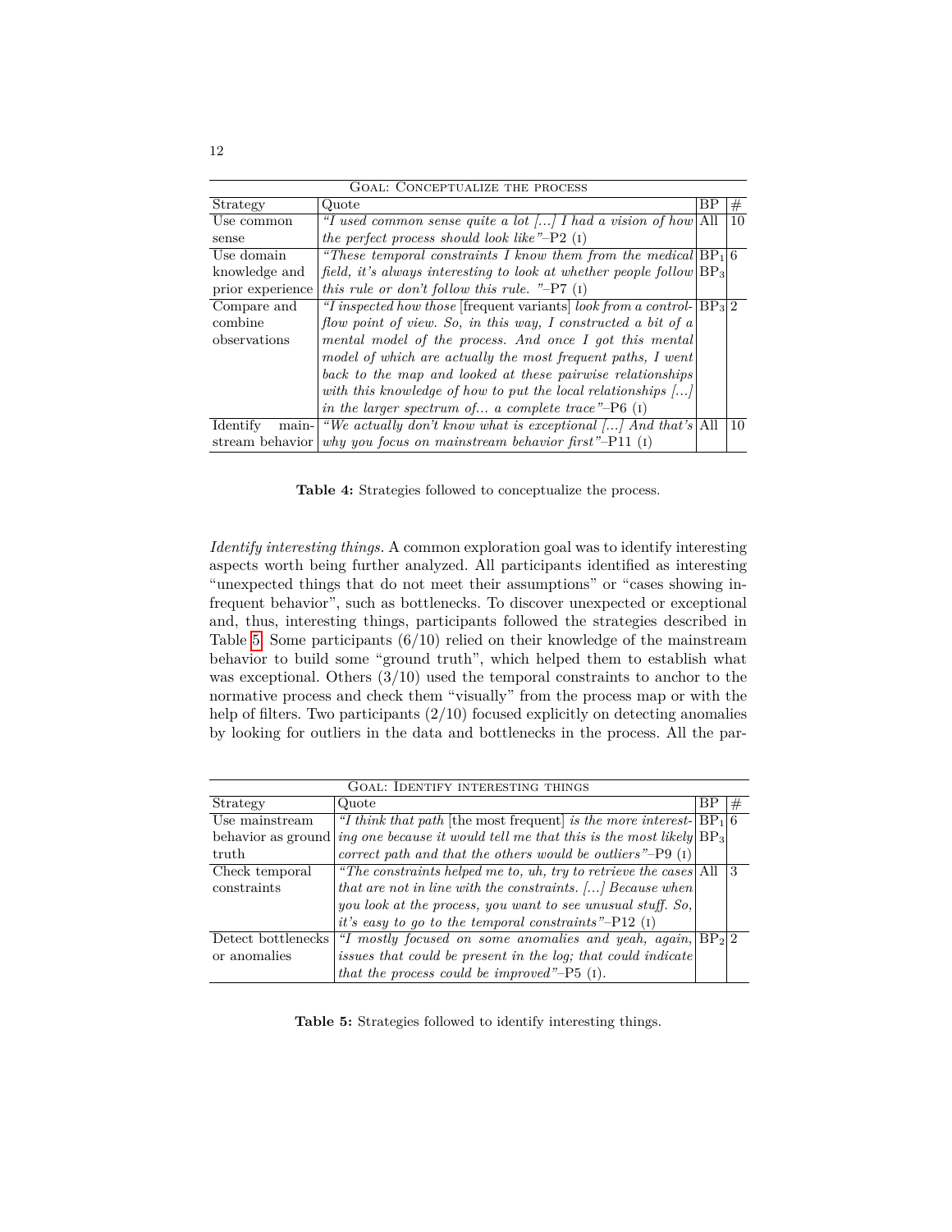| Goal: Conceptualize the process | | | |
|---|---|---|---|
| Strategy | Quote | BP | # |
| Use common sense | *"I used common sense quite a lot [...] I had a vision of how the perfect process should look like"*–P2 (I) | All | 10 |
| Use domain knowledge and prior experience | *"These temporal constraints I know them from the medical field, it's always interesting to look at whether people follow this rule or don't follow this rule. "*–P7 (I) | $BP_1$ $BP_3$ | 6 |
| Compare and combine observations | *"I inspected how those* [frequent variants] *look from a control-flow point of view. So, in this way, I constructed a bit of a mental model of the process. And once I got this mental model of which are actually the most frequent paths, I went back to the map and looked at these pairwise relationships with this knowledge of how to put the local relationships [...] in the larger spectrum of... a complete trace"*–P6 (I) | $BP_3$ | 2 |
| Identify main-stream behavior | *"We actually don't know what is exceptional [...] And that's why you focus on mainstream behavior first"*–P11 (I) | All | 10 |

**Table 4:** Strategies followed to conceptualize the process.

*Identify interesting things.* A common exploration goal was to identify interesting aspects worth being further analyzed. All participants identified as interesting "unexpected things that do not meet their assumptions" or "cases showing infrequent behavior", such as bottlenecks. To discover unexpected or exceptional and, thus, interesting things, participants followed the strategies described in Table 5. Some participants (6/10) relied on their knowledge of the mainstream behavior to build some "ground truth", which helped them to establish what was exceptional. Others (3/10) used the temporal constraints to anchor to the normative process and check them "visually" from the process map or with the help of filters. Two participants (2/10) focused explicitly on detecting anomalies by looking for outliers in the data and bottlenecks in the process. All the par-

| Goal: Identify interesting things | | | |
|---|---|---|---|
| Strategy | Quote | BP | # |
| Use mainstream behavior as ground truth | *"I think that path* [the most frequent] *is the more interesting one because it would tell me that this is the most likely correct path and that the others would be outliers"*–P9 (I) | $BP_1$ $BP_3$ | 6 |
| Check temporal constraints | *"The constraints helped me to, uh, try to retrieve the cases that are not in line with the constraints. [...] Because when you look at the process, you want to see unusual stuff. So, it's easy to go to the temporal constraints"*–P12 (I) | All | 3 |
| Detect bottlenecks or anomalies | *"I mostly focused on some anomalies and yeah, again, issues that could be present in the log; that could indicate that the process could be improved"*–P5 (I). | $BP_2$ | 2 |

**Table 5:** Strategies followed to identify interesting things.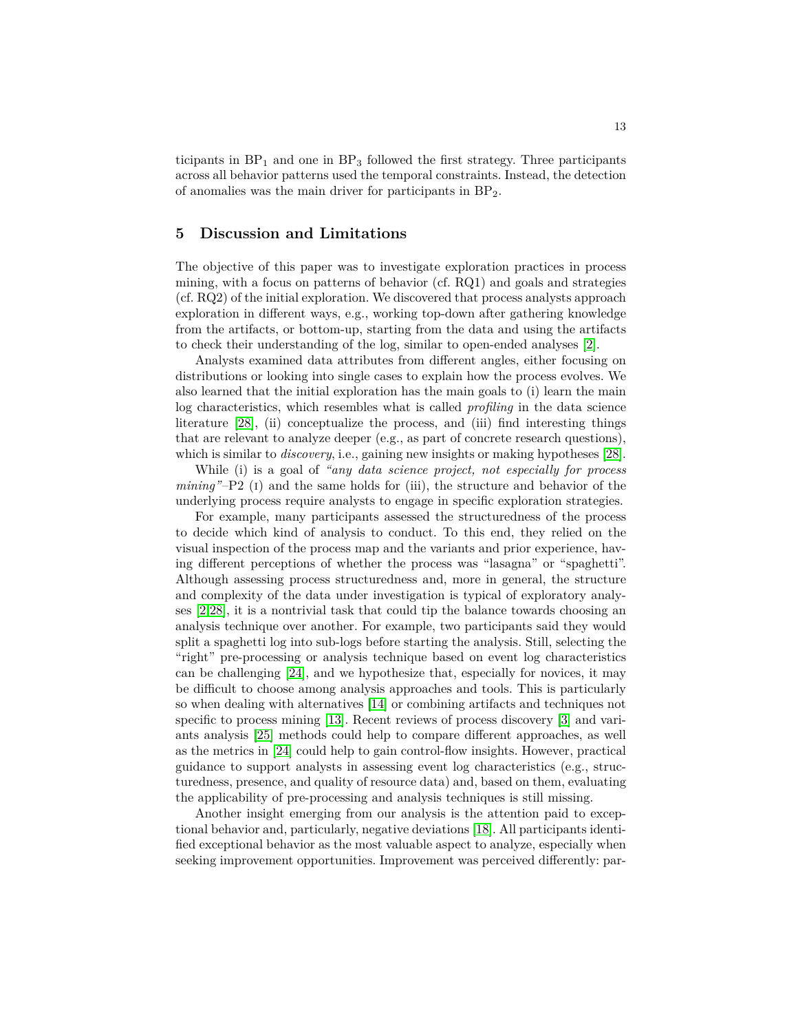ticipants in $BP_1$ and one in $BP_3$ followed the first strategy. Three participants across all behavior patterns used the temporal constraints. Instead, the detection of anomalies was the main driver for participants in $BP_2$.

## 5 Discussion and Limitations

The objective of this paper was to investigate exploration practices in process mining, with a focus on patterns of behavior (cf. RQ1) and goals and strategies (cf. RQ2) of the initial exploration. We discovered that process analysts approach exploration in different ways, e.g., working top-down after gathering knowledge from the artifacts, or bottom-up, starting from the data and using the artifacts to check their understanding of the log, similar to open-ended analyses [2].

Analysts examined data attributes from different angles, either focusing on distributions or looking into single cases to explain how the process evolves. We also learned that the initial exploration has the main goals to (i) learn the main log characteristics, which resembles what is called *profiling* in the data science literature [28], (ii) conceptualize the process, and (iii) find interesting things that are relevant to analyze deeper (e.g., as part of concrete research questions), which is similar to *discovery*, i.e., gaining new insights or making hypotheses [28].

While (i) is a goal of *"any data science project, not especially for process mining"*–P2 (I) and the same holds for (iii), the structure and behavior of the underlying process require analysts to engage in specific exploration strategies.

For example, many participants assessed the structuredness of the process to decide which kind of analysis to conduct. To this end, they relied on the visual inspection of the process map and the variants and prior experience, having different perceptions of whether the process was "lasagna" or "spaghetti". Although assessing process structuredness and, more in general, the structure and complexity of the data under investigation is typical of exploratory analyses [2,28], it is a nontrivial task that could tip the balance towards choosing an analysis technique over another. For example, two participants said they would split a spaghetti log into sub-logs before starting the analysis. Still, selecting the "right" pre-processing or analysis technique based on event log characteristics can be challenging [24], and we hypothesize that, especially for novices, it may be difficult to choose among analysis approaches and tools. This is particularly so when dealing with alternatives [14] or combining artifacts and techniques not specific to process mining [13]. Recent reviews of process discovery [3] and variants analysis [25] methods could help to compare different approaches, as well as the metrics in [24] could help to gain control-flow insights. However, practical guidance to support analysts in assessing event log characteristics (e.g., structuredness, presence, and quality of resource data) and, based on them, evaluating the applicability of pre-processing and analysis techniques is still missing.

Another insight emerging from our analysis is the attention paid to exceptional behavior and, particularly, negative deviations [18]. All participants identified exceptional behavior as the most valuable aspect to analyze, especially when seeking improvement opportunities. Improvement was perceived differently: par-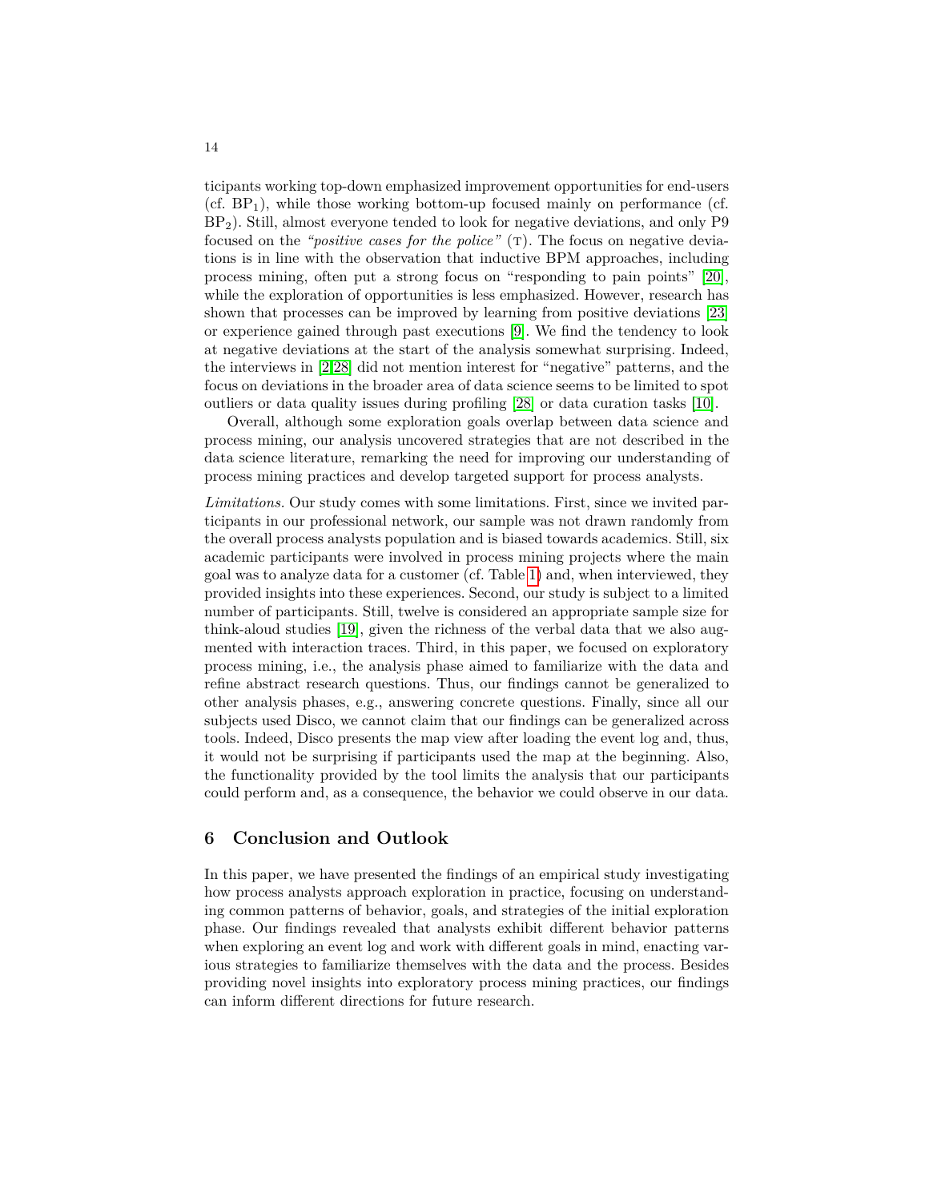ticipants working top-down emphasized improvement opportunities for end-users (cf. $BP_1$), while those working bottom-up focused mainly on performance (cf. $BP_2$). Still, almost everyone tended to look for negative deviations, and only P9 focused on the *"positive cases for the police"* (T). The focus on negative deviations is in line with the observation that inductive BPM approaches, including process mining, often put a strong focus on "responding to pain points" [20], while the exploration of opportunities is less emphasized. However, research has shown that processes can be improved by learning from positive deviations [23] or experience gained through past executions [9]. We find the tendency to look at negative deviations at the start of the analysis somewhat surprising. Indeed, the interviews in [2,28] did not mention interest for "negative" patterns, and the focus on deviations in the broader area of data science seems to be limited to spot outliers or data quality issues during profiling [28] or data curation tasks [10].

Overall, although some exploration goals overlap between data science and process mining, our analysis uncovered strategies that are not described in the data science literature, remarking the need for improving our understanding of process mining practices and develop targeted support for process analysts.

*Limitations.* Our study comes with some limitations. First, since we invited participants in our professional network, our sample was not drawn randomly from the overall process analysts population and is biased towards academics. Still, six academic participants were involved in process mining projects where the main goal was to analyze data for a customer (cf. Table 1) and, when interviewed, they provided insights into these experiences. Second, our study is subject to a limited number of participants. Still, twelve is considered an appropriate sample size for think-aloud studies [19], given the richness of the verbal data that we also augmented with interaction traces. Third, in this paper, we focused on exploratory process mining, i.e., the analysis phase aimed to familiarize with the data and refine abstract research questions. Thus, our findings cannot be generalized to other analysis phases, e.g., answering concrete questions. Finally, since all our subjects used Disco, we cannot claim that our findings can be generalized across tools. Indeed, Disco presents the map view after loading the event log and, thus, it would not be surprising if participants used the map at the beginning. Also, the functionality provided by the tool limits the analysis that our participants could perform and, as a consequence, the behavior we could observe in our data.

## 6 Conclusion and Outlook

In this paper, we have presented the findings of an empirical study investigating how process analysts approach exploration in practice, focusing on understanding common patterns of behavior, goals, and strategies of the initial exploration phase. Our findings revealed that analysts exhibit different behavior patterns when exploring an event log and work with different goals in mind, enacting various strategies to familiarize themselves with the data and the process. Besides providing novel insights into exploratory process mining practices, our findings can inform different directions for future research.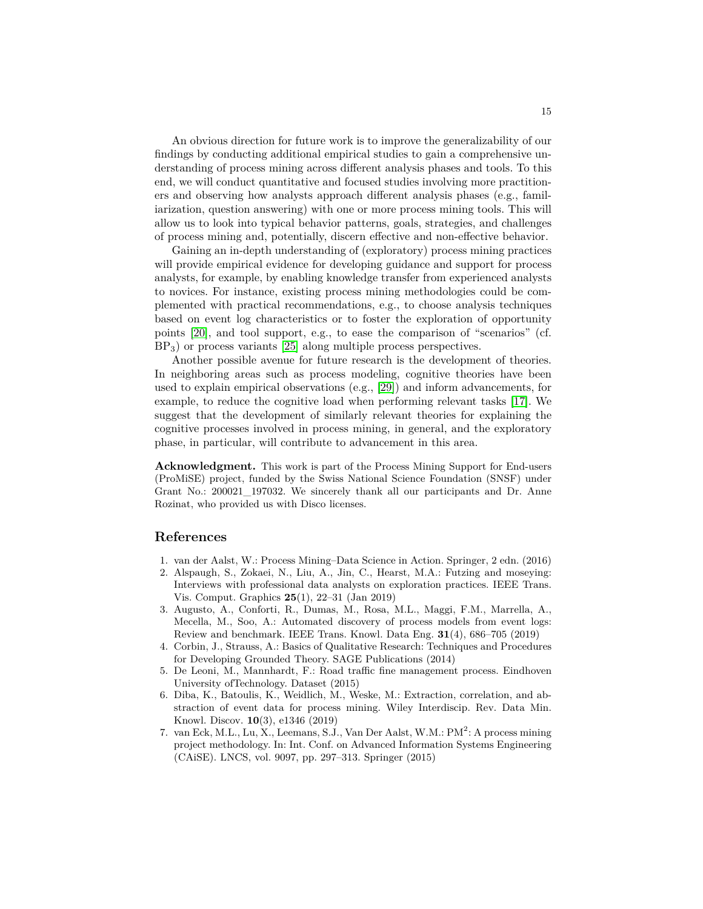An obvious direction for future work is to improve the generalizability of our findings by conducting additional empirical studies to gain a comprehensive understanding of process mining across different analysis phases and tools. To this end, we will conduct quantitative and focused studies involving more practitioners and observing how analysts approach different analysis phases (e.g., familiarization, question answering) with one or more process mining tools. This will allow us to look into typical behavior patterns, goals, strategies, and challenges of process mining and, potentially, discern effective and non-effective behavior.

Gaining an in-depth understanding of (exploratory) process mining practices will provide empirical evidence for developing guidance and support for process analysts, for example, by enabling knowledge transfer from experienced analysts to novices. For instance, existing process mining methodologies could be complemented with practical recommendations, e.g., to choose analysis techniques based on event log characteristics or to foster the exploration of opportunity points [20], and tool support, e.g., to ease the comparison of "scenarios" (cf. $BP_3$) or process variants [25] along multiple process perspectives.

Another possible avenue for future research is the development of theories. In neighboring areas such as process modeling, cognitive theories have been used to explain empirical observations (e.g., [29]) and inform advancements, for example, to reduce the cognitive load when performing relevant tasks [17]. We suggest that the development of similarly relevant theories for explaining the cognitive processes involved in process mining, in general, and the exploratory phase, in particular, will contribute to advancement in this area.

**Acknowledgment.** This work is part of the Process Mining Support for End-users (ProMiSE) project, funded by the Swiss National Science Foundation (SNSF) under Grant No.: 200021_197032. We sincerely thank all our participants and Dr. Anne Rozinat, who provided us with Disco licenses.

## References

1. van der Aalst, W.: Process Mining–Data Science in Action. Springer, 2 edn. (2016)
2. Alspaugh, S., Zokaei, N., Liu, A., Jin, C., Hearst, M.A.: Futzing and moseying: Interviews with professional data analysts on exploration practices. IEEE Trans. Vis. Comput. Graphics **25**(1), 22–31 (Jan 2019)
3. Augusto, A., Conforti, R., Dumas, M., Rosa, M.L., Maggi, F.M., Marrella, A., Mecella, M., Soo, A.: Automated discovery of process models from event logs: Review and benchmark. IEEE Trans. Knowl. Data Eng. **31**(4), 686–705 (2019)
4. Corbin, J., Strauss, A.: Basics of Qualitative Research: Techniques and Procedures for Developing Grounded Theory. SAGE Publications (2014)
5. De Leoni, M., Mannhardt, F.: Road traffic fine management process. Eindhoven University ofTechnology. Dataset (2015)
6. Diba, K., Batoulis, K., Weidlich, M., Weske, M.: Extraction, correlation, and abstraction of event data for process mining. Wiley Interdiscip. Rev. Data Min. Knowl. Discov. **10**(3), e1346 (2019)
7. van Eck, M.L., Lu, X., Leemans, S.J., Van Der Aalst, W.M.: $PM^2$: A process mining project methodology. In: Int. Conf. on Advanced Information Systems Engineering (CAiSE). LNCS, vol. 9097, pp. 297–313. Springer (2015)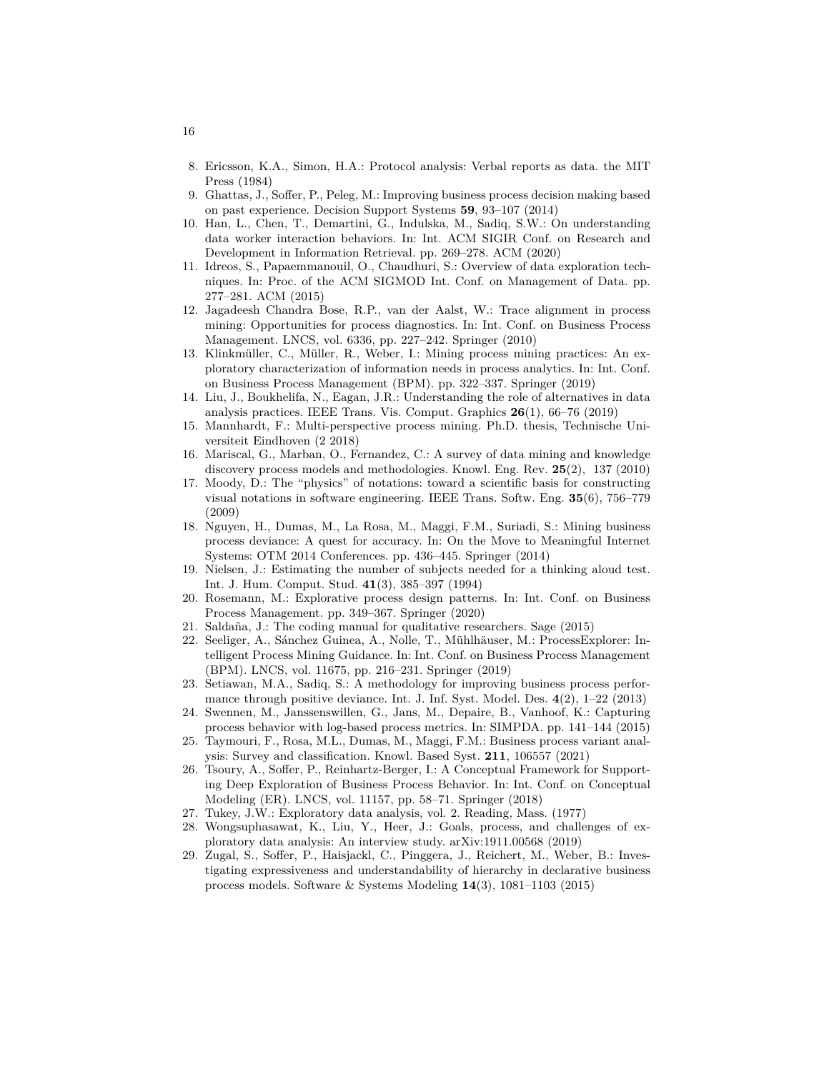8. Ericsson, K.A., Simon, H.A.: Protocol analysis: Verbal reports as data. the MIT Press (1984)
9. Ghattas, J., Soffer, P., Peleg, M.: Improving business process decision making based on past experience. Decision Support Systems **59**, 93–107 (2014)
10. Han, L., Chen, T., Demartini, G., Indulska, M., Sadiq, S.W.: On understanding data worker interaction behaviors. In: Int. ACM SIGIR Conf. on Research and Development in Information Retrieval. pp. 269–278. ACM (2020)
11. Idreos, S., Papaemmanouil, O., Chaudhuri, S.: Overview of data exploration techniques. In: Proc. of the ACM SIGMOD Int. Conf. on Management of Data. pp. 277–281. ACM (2015)
12. Jagadeesh Chandra Bose, R.P., van der Aalst, W.: Trace alignment in process mining: Opportunities for process diagnostics. In: Int. Conf. on Business Process Management. LNCS, vol. 6336, pp. 227–242. Springer (2010)
13. Klinkmüller, C., Müller, R., Weber, I.: Mining process mining practices: An exploratory characterization of information needs in process analytics. In: Int. Conf. on Business Process Management (BPM). pp. 322–337. Springer (2019)
14. Liu, J., Boukhelifa, N., Eagan, J.R.: Understanding the role of alternatives in data analysis practices. IEEE Trans. Vis. Comput. Graphics **26**(1), 66–76 (2019)
15. Mannhardt, F.: Multi-perspective process mining. Ph.D. thesis, Technische Universiteit Eindhoven (2 2018)
16. Mariscal, G., Marban, O., Fernandez, C.: A survey of data mining and knowledge discovery process models and methodologies. Knowl. Eng. Rev. **25**(2), 137 (2010)
17. Moody, D.: The "physics" of notations: toward a scientific basis for constructing visual notations in software engineering. IEEE Trans. Softw. Eng. **35**(6), 756–779 (2009)
18. Nguyen, H., Dumas, M., La Rosa, M., Maggi, F.M., Suriadi, S.: Mining business process deviance: A quest for accuracy. In: On the Move to Meaningful Internet Systems: OTM 2014 Conferences. pp. 436–445. Springer (2014)
19. Nielsen, J.: Estimating the number of subjects needed for a thinking aloud test. Int. J. Hum. Comput. Stud. **41**(3), 385–397 (1994)
20. Rosemann, M.: Explorative process design patterns. In: Int. Conf. on Business Process Management. pp. 349–367. Springer (2020)
21. Saldaña, J.: The coding manual for qualitative researchers. Sage (2015)
22. Seeliger, A., Sánchez Guinea, A., Nolle, T., Mühlhäuser, M.: ProcessExplorer: Intelligent Process Mining Guidance. In: Int. Conf. on Business Process Management (BPM). LNCS, vol. 11675, pp. 216–231. Springer (2019)
23. Setiawan, M.A., Sadiq, S.: A methodology for improving business process performance through positive deviance. Int. J. Inf. Syst. Model. Des. **4**(2), 1–22 (2013)
24. Swennen, M., Janssenswillen, G., Jans, M., Depaire, B., Vanhoof, K.: Capturing process behavior with log-based process metrics. In: SIMPDA. pp. 141–144 (2015)
25. Taymouri, F., Rosa, M.L., Dumas, M., Maggi, F.M.: Business process variant analysis: Survey and classification. Knowl. Based Syst. **211**, 106557 (2021)
26. Tsoury, A., Soffer, P., Reinhartz-Berger, I.: A Conceptual Framework for Supporting Deep Exploration of Business Process Behavior. In: Int. Conf. on Conceptual Modeling (ER). LNCS, vol. 11157, pp. 58–71. Springer (2018)
27. Tukey, J.W.: Exploratory data analysis, vol. 2. Reading, Mass. (1977)
28. Wongsuphasawat, K., Liu, Y., Heer, J.: Goals, process, and challenges of exploratory data analysis: An interview study. arXiv:1911.00568 (2019)
29. Zugal, S., Soffer, P., Haisjackl, C., Pinggera, J., Reichert, M., Weber, B.: Investigating expressiveness and understandability of hierarchy in declarative business process models. Software & Systems Modeling **14**(3), 1081–1103 (2015)